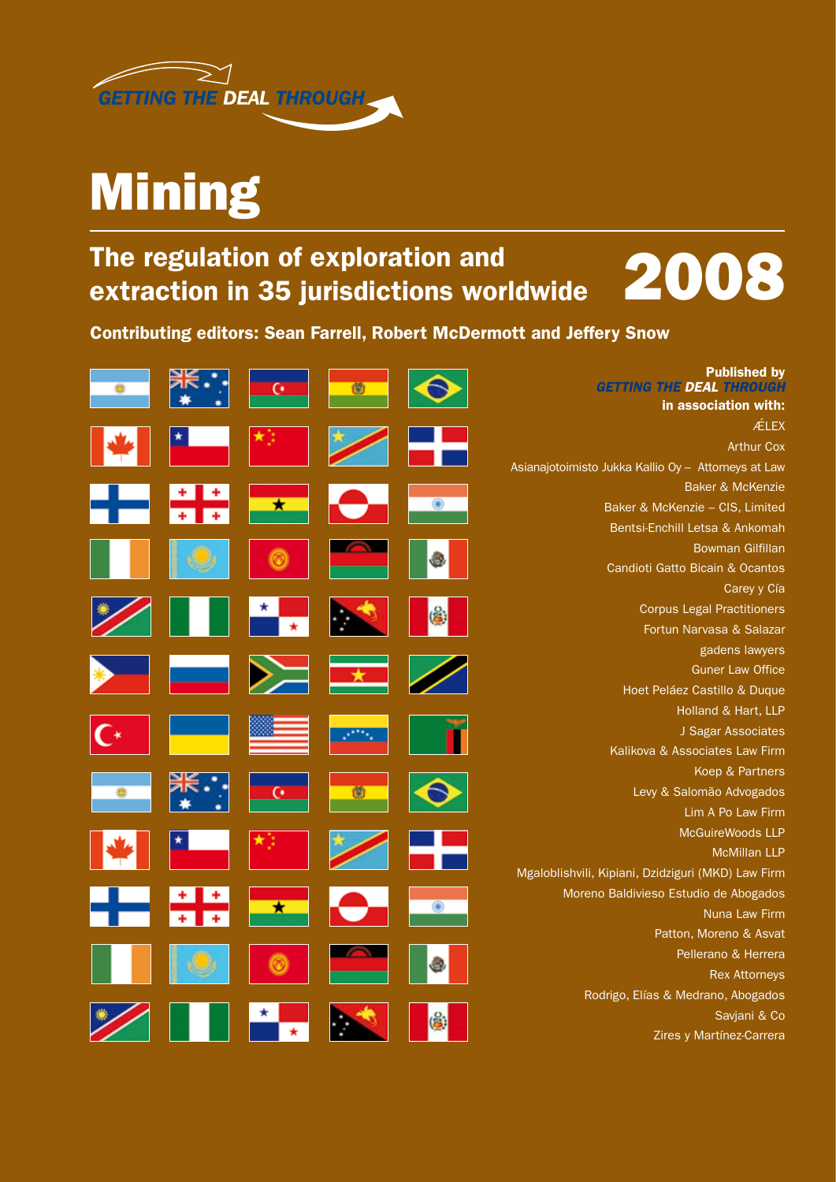GETTING THE DEAL THROUGH

# Mining

## The regulation of exploration and extraction in 35 jurisdictions worldwide

# 2008

**Contributing editors: Sean Farrell, Robert McDermott and Jeffery Snow**

**Published by**
**GETTING THE DEAL THROUGH**
**in association with:**

ÆLEX
Arthur Cox
Asianajotoimisto Jukka Kallio Oy – Attorneys at Law
Baker & McKenzie
Baker & McKenzie – CIS, Limited
Bentsi-Enchill Letsa & Ankomah
Bowman Gilfillan
Candioti Gatto Bicain & Ocantos
Carey y Cía
Corpus Legal Practitioners
Fortun Narvasa & Salazar
gadens lawyers
Guner Law Office
Hoet Peláez Castillo & Duque
Holland & Hart, LLP
J Sagar Associates
Kalikova & Associates Law Firm
Koep & Partners
Levy & Salomão Advogados
Lim A Po Law Firm
McGuireWoods LLP
McMillan LLP
Mgaloblishvili, Kipiani, Dzidziguri (MKD) Law Firm
Moreno Baldivieso Estudio de Abogados
Nuna Law Firm
Patton, Moreno & Asvat
Pellerano & Herrera
Rex Attorneys
Rodrigo, Elías & Medrano, Abogados
Savjani & Co
Zires y Martínez-Carrera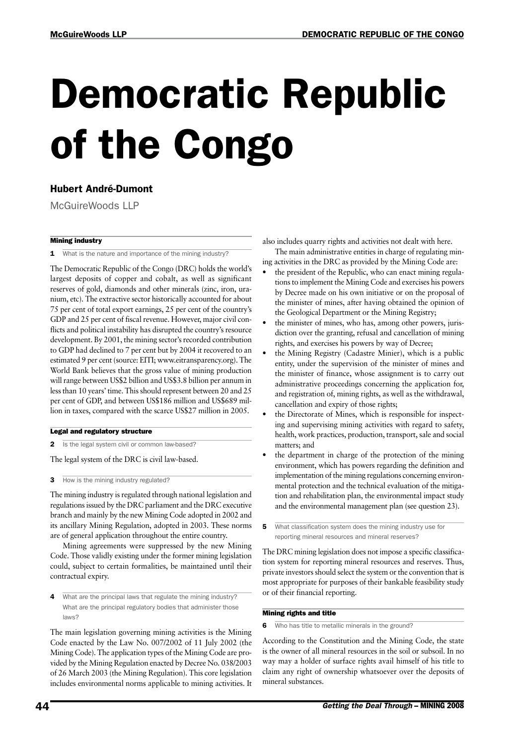# Democratic Republic of the Congo

**Hubert André-Dumont**

McGuireWoods LLP

#### Mining industry

**1** What is the nature and importance of the mining industry?

The Democratic Republic of the Congo (DRC) holds the world's largest deposits of copper and cobalt, as well as significant reserves of gold, diamonds and other minerals (zinc, iron, uranium, etc). The extractive sector historically accounted for about 75 per cent of total export earnings, 25 per cent of the country's GDP and 25 per cent of fiscal revenue. However, major civil conflicts and political instability has disrupted the country's resource development. By 2001, the mining sector's recorded contribution to GDP had declined to 7 per cent but by 2004 it recovered to an estimated 9 per cent (source: EITI; www.eitransparency.org). The World Bank believes that the gross value of mining production will range between US$2 billion and US$3.8 billion per annum in less than 10 years' time. This should represent between 20 and 25 per cent of GDP, and between US$186 million and US$689 million in taxes, compared with the scarce US$27 million in 2005.

#### Legal and regulatory structure

**2** Is the legal system civil or common law-based?

The legal system of the DRC is civil law-based.

**3** How is the mining industry regulated?

The mining industry is regulated through national legislation and regulations issued by the DRC parliament and the DRC executive branch and mainly by the new Mining Code adopted in 2002 and its ancillary Mining Regulation, adopted in 2003. These norms are of general application throughout the entire country.

Mining agreements were suppressed by the new Mining Code. Those validly existing under the former mining legislation could, subject to certain formalities, be maintained until their contractual expiry.

**4** What are the principal laws that regulate the mining industry? What are the principal regulatory bodies that administer those laws?

The main legislation governing mining activities is the Mining Code enacted by the Law No. 007/2002 of 11 July 2002 (the Mining Code). The application types of the Mining Code are provided by the Mining Regulation enacted by Decree No. 038/2003 of 26 March 2003 (the Mining Regulation). This core legislation includes environmental norms applicable to mining activities. It also includes quarry rights and activities not dealt with here.

The main administrative entities in charge of regulating mining activities in the DRC as provided by the Mining Code are:

- the president of the Republic, who can enact mining regulations to implement the Mining Code and exercises his powers by Decree made on his own initiative or on the proposal of the minister of mines, after having obtained the opinion of the Geological Department or the Mining Registry;
- the minister of mines, who has, among other powers, jurisdiction over the granting, refusal and cancellation of mining rights, and exercises his powers by way of Decree;
- the Mining Registry (Cadastre Minier), which is a public entity, under the supervision of the minister of mines and the minister of finance, whose assignment is to carry out administrative proceedings concerning the application for, and registration of, mining rights, as well as the withdrawal, cancellation and expiry of those rights;
- the Directorate of Mines, which is responsible for inspecting and supervising mining activities with regard to safety, health, work practices, production, transport, sale and social matters; and
- the department in charge of the protection of the mining environment, which has powers regarding the definition and implementation of the mining regulations concerning environmental protection and the technical evaluation of the mitigation and rehabilitation plan, the environmental impact study and the environmental management plan (see question 23).

**5** What classification system does the mining industry use for reporting mineral resources and mineral reserves?

The DRC mining legislation does not impose a specific classification system for reporting mineral resources and reserves. Thus, private investors should select the system or the convention that is most appropriate for purposes of their bankable feasibility study or of their financial reporting.

#### Mining rights and title

**6** Who has title to metallic minerals in the ground?

According to the Constitution and the Mining Code, the state is the owner of all mineral resources in the soil or subsoil. In no way may a holder of surface rights avail himself of his title to claim any right of ownership whatsoever over the deposits of mineral substances.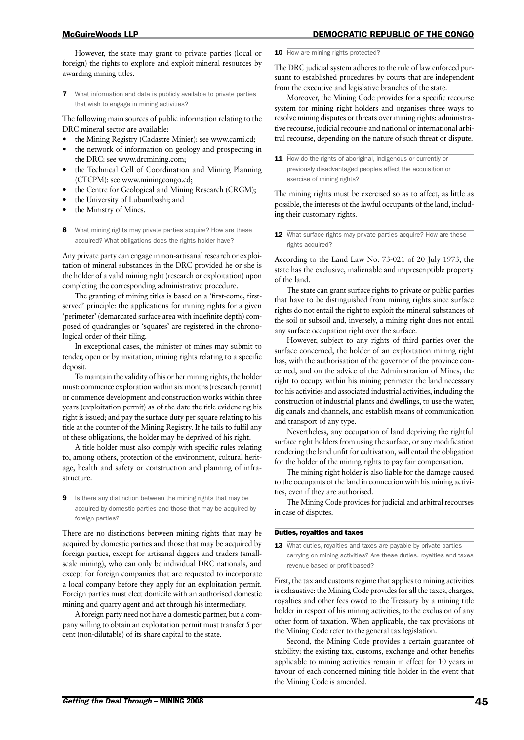However, the state may grant to private parties (local or foreign) the rights to explore and exploit mineral resources by awarding mining titles.

**7** What information and data is publicly available to private parties that wish to engage in mining activities?

The following main sources of public information relating to the DRC mineral sector are available:

- the Mining Registry (Cadastre Minier): see www.cami.cd;
- the network of information on geology and prospecting in the DRC: see www.drcmining.com;
- the Technical Cell of Coordination and Mining Planning (CTCPM): see www.miningcongo.cd;
- the Centre for Geological and Mining Research (CRGM);
- the University of Lubumbashi; and
- the Ministry of Mines.

**8** What mining rights may private parties acquire? How are these acquired? What obligations does the rights holder have?

Any private party can engage in non-artisanal research or exploitation of mineral substances in the DRC provided he or she is the holder of a valid mining right (research or exploitation) upon completing the corresponding administrative procedure.

The granting of mining titles is based on a 'first-come, first-served' principle: the applications for mining rights for a given 'perimeter' (demarcated surface area with indefinite depth) composed of quadrangles or 'squares' are registered in the chronological order of their filing.

In exceptional cases, the minister of mines may submit to tender, open or by invitation, mining rights relating to a specific deposit.

To maintain the validity of his or her mining rights, the holder must: commence exploration within six months (research permit) or commence development and construction works within three years (exploitation permit) as of the date the title evidencing his right is issued; and pay the surface duty per square relating to his title at the counter of the Mining Registry. If he fails to fulfil any of these obligations, the holder may be deprived of his right.

A title holder must also comply with specific rules relating to, among others, protection of the environment, cultural heritage, health and safety or construction and planning of infrastructure.

**9** Is there any distinction between the mining rights that may be acquired by domestic parties and those that may be acquired by foreign parties?

There are no distinctions between mining rights that may be acquired by domestic parties and those that may be acquired by foreign parties, except for artisanal diggers and traders (small-scale mining), who can only be individual DRC nationals, and except for foreign companies that are requested to incorporate a local company before they apply for an exploitation permit. Foreign parties must elect domicile with an authorised domestic mining and quarry agent and act through his intermediary.

A foreign party need not have a domestic partner, but a company willing to obtain an exploitation permit must transfer 5 per cent (non-dilutable) of its share capital to the state.

**10** How are mining rights protected?

The DRC judicial system adheres to the rule of law enforced pursuant to established procedures by courts that are independent from the executive and legislative branches of the state.

Moreover, the Mining Code provides for a specific recourse system for mining right holders and organises three ways to resolve mining disputes or threats over mining rights: administrative recourse, judicial recourse and national or international arbitral recourse, depending on the nature of such threat or dispute.

**11** How do the rights of aboriginal, indigenous or currently or previously disadvantaged peoples affect the acquisition or exercise of mining rights?

The mining rights must be exercised so as to affect, as little as possible, the interests of the lawful occupants of the land, including their customary rights.

**12** What surface rights may private parties acquire? How are these rights acquired?

According to the Land Law No. 73-021 of 20 July 1973, the state has the exclusive, inalienable and imprescriptible property of the land.

The state can grant surface rights to private or public parties that have to be distinguished from mining rights since surface rights do not entail the right to exploit the mineral substances of the soil or subsoil and, inversely, a mining right does not entail any surface occupation right over the surface.

However, subject to any rights of third parties over the surface concerned, the holder of an exploitation mining right has, with the authorisation of the governor of the province concerned, and on the advice of the Administration of Mines, the right to occupy within his mining perimeter the land necessary for his activities and associated industrial activities, including the construction of industrial plants and dwellings, to use the water, dig canals and channels, and establish means of communication and transport of any type.

Nevertheless, any occupation of land depriving the rightful surface right holders from using the surface, or any modification rendering the land unfit for cultivation, will entail the obligation for the holder of the mining rights to pay fair compensation.

The mining right holder is also liable for the damage caused to the occupants of the land in connection with his mining activities, even if they are authorised.

The Mining Code provides for judicial and arbitral recourses in case of disputes.

## Duties, royalties and taxes

**13** What duties, royalties and taxes are payable by private parties carrying on mining activities? Are these duties, royalties and taxes revenue-based or profit-based?

First, the tax and customs regime that applies to mining activities is exhaustive: the Mining Code provides for all the taxes, charges, royalties and other fees owed to the Treasury by a mining title holder in respect of his mining activities, to the exclusion of any other form of taxation. When applicable, the tax provisions of the Mining Code refer to the general tax legislation.

Second, the Mining Code provides a certain guarantee of stability: the existing tax, customs, exchange and other benefits applicable to mining activities remain in effect for 10 years in favour of each concerned mining title holder in the event that the Mining Code is amended.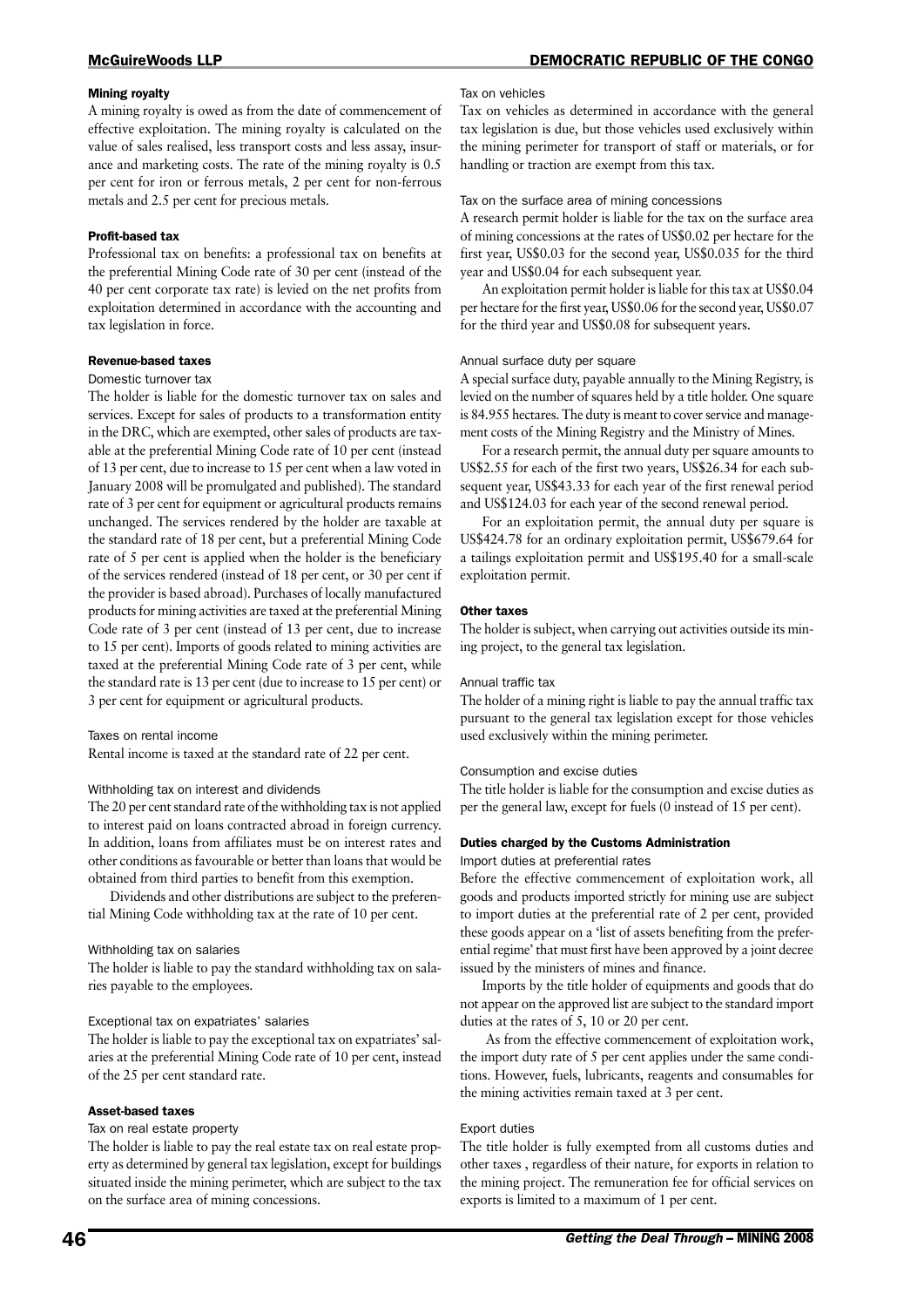### Mining royalty

A mining royalty is owed as from the date of commencement of effective exploitation. The mining royalty is calculated on the value of sales realised, less transport costs and less assay, insurance and marketing costs. The rate of the mining royalty is 0.5 per cent for iron or ferrous metals, 2 per cent for non-ferrous metals and 2.5 per cent for precious metals.

### Profit-based tax

Professional tax on benefits: a professional tax on benefits at the preferential Mining Code rate of 30 per cent (instead of the 40 per cent corporate tax rate) is levied on the net profits from exploitation determined in accordance with the accounting and tax legislation in force.

### Revenue-based taxes

#### Domestic turnover tax

The holder is liable for the domestic turnover tax on sales and services. Except for sales of products to a transformation entity in the DRC, which are exempted, other sales of products are taxable at the preferential Mining Code rate of 10 per cent (instead of 13 per cent, due to increase to 15 per cent when a law voted in January 2008 will be promulgated and published). The standard rate of 3 per cent for equipment or agricultural products remains unchanged. The services rendered by the holder are taxable at the standard rate of 18 per cent, but a preferential Mining Code rate of 5 per cent is applied when the holder is the beneficiary of the services rendered (instead of 18 per cent, or 30 per cent if the provider is based abroad). Purchases of locally manufactured products for mining activities are taxed at the preferential Mining Code rate of 3 per cent (instead of 13 per cent, due to increase to 15 per cent). Imports of goods related to mining activities are taxed at the preferential Mining Code rate of 3 per cent, while the standard rate is 13 per cent (due to increase to 15 per cent) or 3 per cent for equipment or agricultural products.

#### Taxes on rental income

Rental income is taxed at the standard rate of 22 per cent.

#### Withholding tax on interest and dividends

The 20 per cent standard rate of the withholding tax is not applied to interest paid on loans contracted abroad in foreign currency. In addition, loans from affiliates must be on interest rates and other conditions as favourable or better than loans that would be obtained from third parties to benefit from this exemption.

Dividends and other distributions are subject to the preferential Mining Code withholding tax at the rate of 10 per cent.

#### Withholding tax on salaries

The holder is liable to pay the standard withholding tax on salaries payable to the employees.

#### Exceptional tax on expatriates' salaries

The holder is liable to pay the exceptional tax on expatriates' salaries at the preferential Mining Code rate of 10 per cent, instead of the 25 per cent standard rate.

### Asset-based taxes

#### Tax on real estate property

The holder is liable to pay the real estate tax on real estate property as determined by general tax legislation, except for buildings situated inside the mining perimeter, which are subject to the tax on the surface area of mining concessions.

#### Tax on vehicles

Tax on vehicles as determined in accordance with the general tax legislation is due, but those vehicles used exclusively within the mining perimeter for transport of staff or materials, or for handling or traction are exempt from this tax.

#### Tax on the surface area of mining concessions

A research permit holder is liable for the tax on the surface area of mining concessions at the rates of US$0.02 per hectare for the first year, US$0.03 for the second year, US$0.035 for the third year and US$0.04 for each subsequent year.

An exploitation permit holder is liable for this tax at US$0.04 per hectare for the first year, US$0.06 for the second year, US$0.07 for the third year and US$0.08 for subsequent years.

#### Annual surface duty per square

A special surface duty, payable annually to the Mining Registry, is levied on the number of squares held by a title holder. One square is 84.955 hectares. The duty is meant to cover service and management costs of the Mining Registry and the Ministry of Mines.

For a research permit, the annual duty per square amounts to US$2.55 for each of the first two years, US$26.34 for each subsequent year, US$43.33 for each year of the first renewal period and US$124.03 for each year of the second renewal period.

For an exploitation permit, the annual duty per square is US$424.78 for an ordinary exploitation permit, US$679.64 for a tailings exploitation permit and US$195.40 for a small-scale exploitation permit.

### Other taxes

The holder is subject, when carrying out activities outside its mining project, to the general tax legislation.

#### Annual traffic tax

The holder of a mining right is liable to pay the annual traffic tax pursuant to the general tax legislation except for those vehicles used exclusively within the mining perimeter.

#### Consumption and excise duties

The title holder is liable for the consumption and excise duties as per the general law, except for fuels (0 instead of 15 per cent).

### Duties charged by the Customs Administration

#### Import duties at preferential rates

Before the effective commencement of exploitation work, all goods and products imported strictly for mining use are subject to import duties at the preferential rate of 2 per cent, provided these goods appear on a 'list of assets benefiting from the preferential regime' that must first have been approved by a joint decree issued by the ministers of mines and finance.

Imports by the title holder of equipments and goods that do not appear on the approved list are subject to the standard import duties at the rates of 5, 10 or 20 per cent.

As from the effective commencement of exploitation work, the import duty rate of 5 per cent applies under the same conditions. However, fuels, lubricants, reagents and consumables for the mining activities remain taxed at 3 per cent.

#### Export duties

The title holder is fully exempted from all customs duties and other taxes , regardless of their nature, for exports in relation to the mining project. The remuneration fee for official services on exports is limited to a maximum of 1 per cent.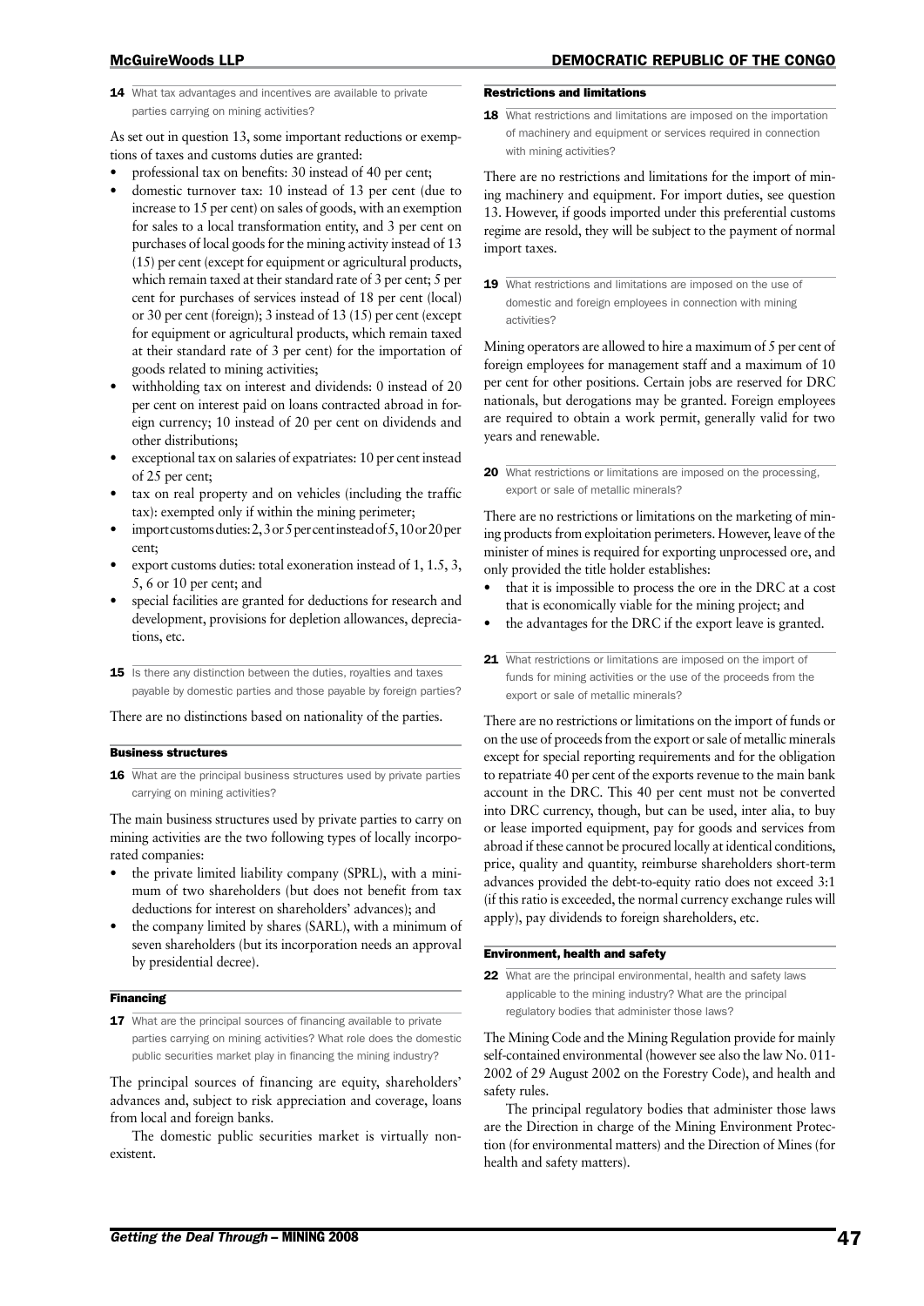**14** What tax advantages and incentives are available to private parties carrying on mining activities?

As set out in question 13, some important reductions or exemptions of taxes and customs duties are granted:

- professional tax on benefits: 30 instead of 40 per cent;
- domestic turnover tax: 10 instead of 13 per cent (due to increase to 15 per cent) on sales of goods, with an exemption for sales to a local transformation entity, and 3 per cent on purchases of local goods for the mining activity instead of 13 (15) per cent (except for equipment or agricultural products, which remain taxed at their standard rate of 3 per cent; 5 per cent for purchases of services instead of 18 per cent (local) or 30 per cent (foreign); 3 instead of 13 (15) per cent (except for equipment or agricultural products, which remain taxed at their standard rate of 3 per cent) for the importation of goods related to mining activities;
- withholding tax on interest and dividends: 0 instead of 20 per cent on interest paid on loans contracted abroad in foreign currency; 10 instead of 20 per cent on dividends and other distributions;
- exceptional tax on salaries of expatriates: 10 per cent instead of 25 per cent;
- tax on real property and on vehicles (including the traffic tax): exempted only if within the mining perimeter;
- import customs duties: 2, 3 or 5 per cent instead of 5, 10 or 20 per cent;
- export customs duties: total exoneration instead of 1, 1.5, 3, 5, 6 or 10 per cent; and
- special facilities are granted for deductions for research and development, provisions for depletion allowances, depreciations, etc.

**15** Is there any distinction between the duties, royalties and taxes payable by domestic parties and those payable by foreign parties?

There are no distinctions based on nationality of the parties.

### Business structures

**16** What are the principal business structures used by private parties carrying on mining activities?

The main business structures used by private parties to carry on mining activities are the two following types of locally incorporated companies:

- the private limited liability company (SPRL), with a minimum of two shareholders (but does not benefit from tax deductions for interest on shareholders' advances); and
- the company limited by shares (SARL), with a minimum of seven shareholders (but its incorporation needs an approval by presidential decree).

### Financing

**17** What are the principal sources of financing available to private parties carrying on mining activities? What role does the domestic public securities market play in financing the mining industry?

The principal sources of financing are equity, shareholders' advances and, subject to risk appreciation and coverage, loans from local and foreign banks.

The domestic public securities market is virtually non-existent.

### Restrictions and limitations

**18** What restrictions and limitations are imposed on the importation of machinery and equipment or services required in connection with mining activities?

There are no restrictions and limitations for the import of mining machinery and equipment. For import duties, see question 13. However, if goods imported under this preferential customs regime are resold, they will be subject to the payment of normal import taxes.

**19** What restrictions and limitations are imposed on the use of domestic and foreign employees in connection with mining activities?

Mining operators are allowed to hire a maximum of 5 per cent of foreign employees for management staff and a maximum of 10 per cent for other positions. Certain jobs are reserved for DRC nationals, but derogations may be granted. Foreign employees are required to obtain a work permit, generally valid for two years and renewable.

**20** What restrictions or limitations are imposed on the processing, export or sale of metallic minerals?

There are no restrictions or limitations on the marketing of mining products from exploitation perimeters. However, leave of the minister of mines is required for exporting unprocessed ore, and only provided the title holder establishes:

- that it is impossible to process the ore in the DRC at a cost that is economically viable for the mining project; and
- the advantages for the DRC if the export leave is granted.

**21** What restrictions or limitations are imposed on the import of funds for mining activities or the use of the proceeds from the export or sale of metallic minerals?

There are no restrictions or limitations on the import of funds or on the use of proceeds from the export or sale of metallic minerals except for special reporting requirements and for the obligation to repatriate 40 per cent of the exports revenue to the main bank account in the DRC. This 40 per cent must not be converted into DRC currency, though, but can be used, inter alia, to buy or lease imported equipment, pay for goods and services from abroad if these cannot be procured locally at identical conditions, price, quality and quantity, reimburse shareholders short-term advances provided the debt-to-equity ratio does not exceed 3:1 (if this ratio is exceeded, the normal currency exchange rules will apply), pay dividends to foreign shareholders, etc.

### Environment, health and safety

**22** What are the principal environmental, health and safety laws applicable to the mining industry? What are the principal regulatory bodies that administer those laws?

The Mining Code and the Mining Regulation provide for mainly self-contained environmental (however see also the law No. 011-2002 of 29 August 2002 on the Forestry Code), and health and safety rules.

The principal regulatory bodies that administer those laws are the Direction in charge of the Mining Environment Protection (for environmental matters) and the Direction of Mines (for health and safety matters).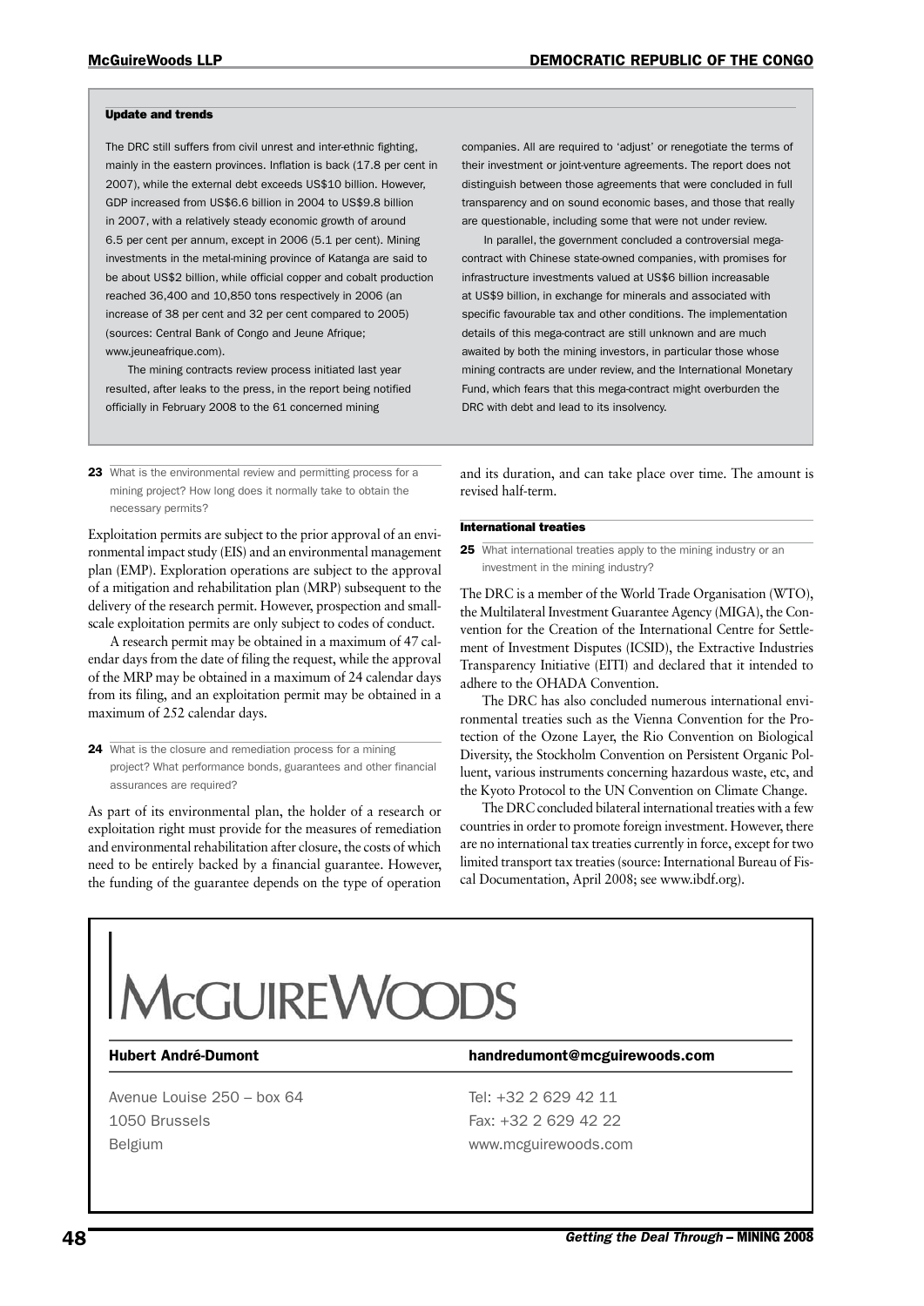### Update and trends

The DRC still suffers from civil unrest and inter-ethnic fighting, mainly in the eastern provinces. Inflation is back (17.8 per cent in 2007), while the external debt exceeds US$10 billion. However, GDP increased from US$6.6 billion in 2004 to US$9.8 billion in 2007, with a relatively steady economic growth of around 6.5 per cent per annum, except in 2006 (5.1 per cent). Mining investments in the metal-mining province of Katanga are said to be about US$2 billion, while official copper and cobalt production reached 36,400 and 10,850 tons respectively in 2006 (an increase of 38 per cent and 32 per cent compared to 2005) (sources: Central Bank of Congo and Jeune Afrique; www.jeuneafrique.com).

The mining contracts review process initiated last year resulted, after leaks to the press, in the report being notified officially in February 2008 to the 61 concerned mining companies. All are required to 'adjust' or renegotiate the terms of their investment or joint-venture agreements. The report does not distinguish between those agreements that were concluded in full transparency and on sound economic bases, and those that really are questionable, including some that were not under review.

In parallel, the government concluded a controversial mega-contract with Chinese state-owned companies, with promises for infrastructure investments valued at US$6 billion increasable at US$9 billion, in exchange for minerals and associated with specific favourable tax and other conditions. The implementation details of this mega-contract are still unknown and are much awaited by both the mining investors, in particular those whose mining contracts are under review, and the International Monetary Fund, which fears that this mega-contract might overburden the DRC with debt and lead to its insolvency.

**23** What is the environmental review and permitting process for a mining project? How long does it normally take to obtain the necessary permits?

Exploitation permits are subject to the prior approval of an environmental impact study (EIS) and an environmental management plan (EMP). Exploration operations are subject to the approval of a mitigation and rehabilitation plan (MRP) subsequent to the delivery of the research permit. However, prospection and small-scale exploitation permits are only subject to codes of conduct.

A research permit may be obtained in a maximum of 47 calendar days from the date of filing the request, while the approval of the MRP may be obtained in a maximum of 24 calendar days from its filing, and an exploitation permit may be obtained in a maximum of 252 calendar days.

**24** What is the closure and remediation process for a mining project? What performance bonds, guarantees and other financial assurances are required?

As part of its environmental plan, the holder of a research or exploitation right must provide for the measures of remediation and environmental rehabilitation after closure, the costs of which need to be entirely backed by a financial guarantee. However, the funding of the guarantee depends on the type of operation and its duration, and can take place over time. The amount is revised half-term.

### International treaties

**25** What international treaties apply to the mining industry or an investment in the mining industry?

The DRC is a member of the World Trade Organisation (WTO), the Multilateral Investment Guarantee Agency (MIGA), the Convention for the Creation of the International Centre for Settlement of Investment Disputes (ICSID), the Extractive Industries Transparency Initiative (EITI) and declared that it intended to adhere to the OHADA Convention.

The DRC has also concluded numerous international environmental treaties such as the Vienna Convention for the Protection of the Ozone Layer, the Rio Convention on Biological Diversity, the Stockholm Convention on Persistent Organic Polluent, various instruments concerning hazardous waste, etc, and the Kyoto Protocol to the UN Convention on Climate Change.

The DRC concluded bilateral international treaties with a few countries in order to promote foreign investment. However, there are no international tax treaties currently in force, except for two limited transport tax treaties (source: International Bureau of Fiscal Documentation, April 2008; see www.ibdf.org).

---

**McGUIREWOODS**

**Hubert André-Dumont** | **handredumont@mcguirewoods.com**

Avenue Louise 250 – box 64
1050 Brussels
Belgium

Tel: +32 2 629 42 11
Fax: +32 2 629 42 22
www.mcguirewoods.com